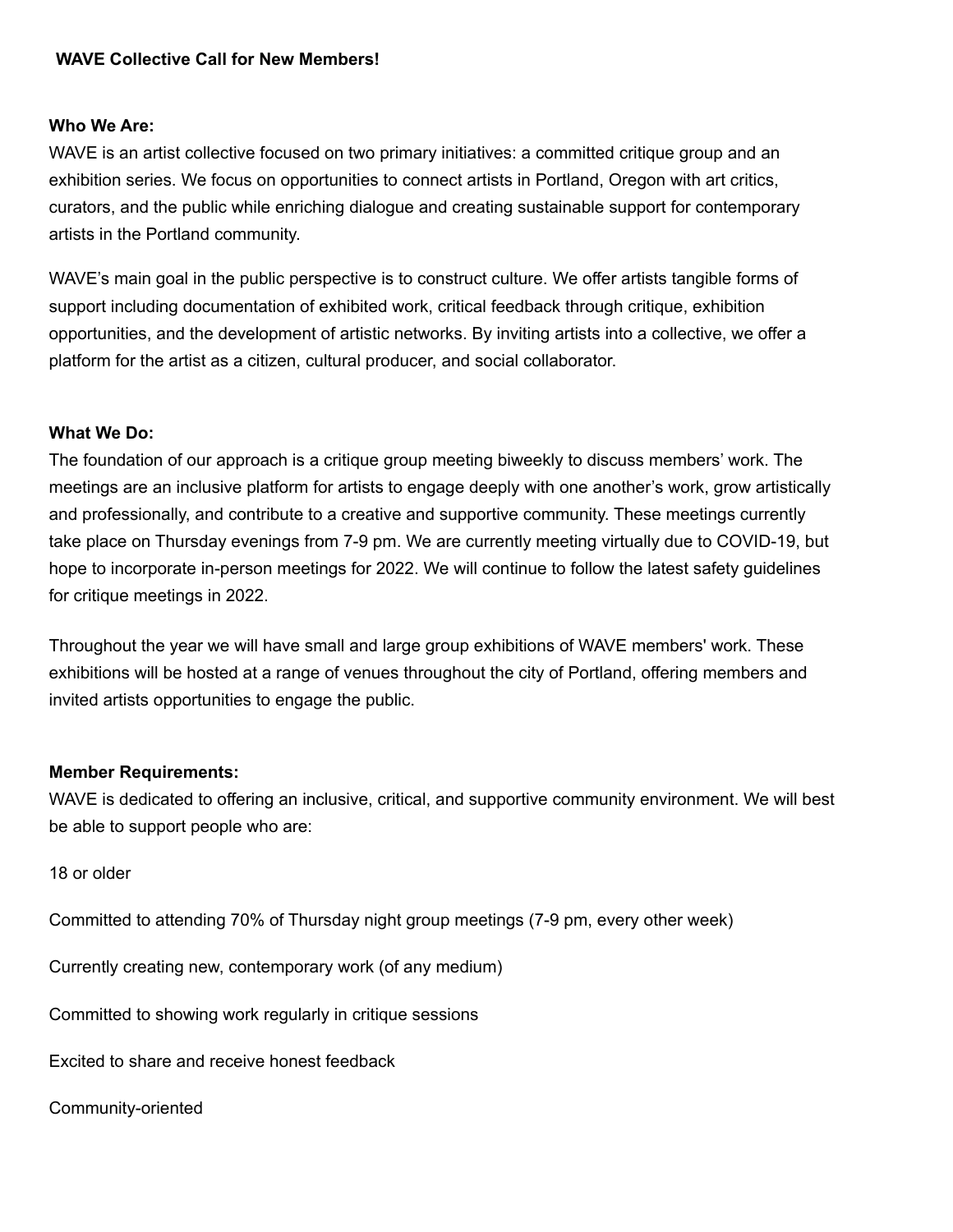**WAVE Collective Call for New Members!**

**Who We Are:**

WAVE is an artist collective focused on two primary initiatives: a committed critique group and an exhibition series. We focus on opportunities to connect artists in Portland, Oregon with art critics, curators, and the public while enriching dialogue and creating sustainable support for contemporary artists in the Portland community.

WAVE's main goal in the public perspective is to construct culture. We offer artists tangible forms of support including documentation of exhibited work, critical feedback through critique, exhibition opportunities, and the development of artistic networks. By inviting artists into a collective, we offer a platform for the artist as a citizen, cultural producer, and social collaborator.

**What We Do:**

The foundation of our approach is a critique group meeting biweekly to discuss members' work. The meetings are an inclusive platform for artists to engage deeply with one another's work, grow artistically and professionally, and contribute to a creative and supportive community. These meetings currently take place on Thursday evenings from 7-9 pm. We are currently meeting virtually due to COVID-19, but hope to incorporate in-person meetings for 2022. We will continue to follow the latest safety guidelines for critique meetings in 2022.

Throughout the year we will have small and large group exhibitions of WAVE members' work. These exhibitions will be hosted at a range of venues throughout the city of Portland, offering members and invited artists opportunities to engage the public.

**Member Requirements:**

WAVE is dedicated to offering an inclusive, critical, and supportive community environment. We will best be able to support people who are:

18 or older

Committed to attending 70% of Thursday night group meetings (7-9 pm, every other week)

Currently creating new, contemporary work (of any medium)

Committed to showing work regularly in critique sessions

Excited to share and receive honest feedback

Community-oriented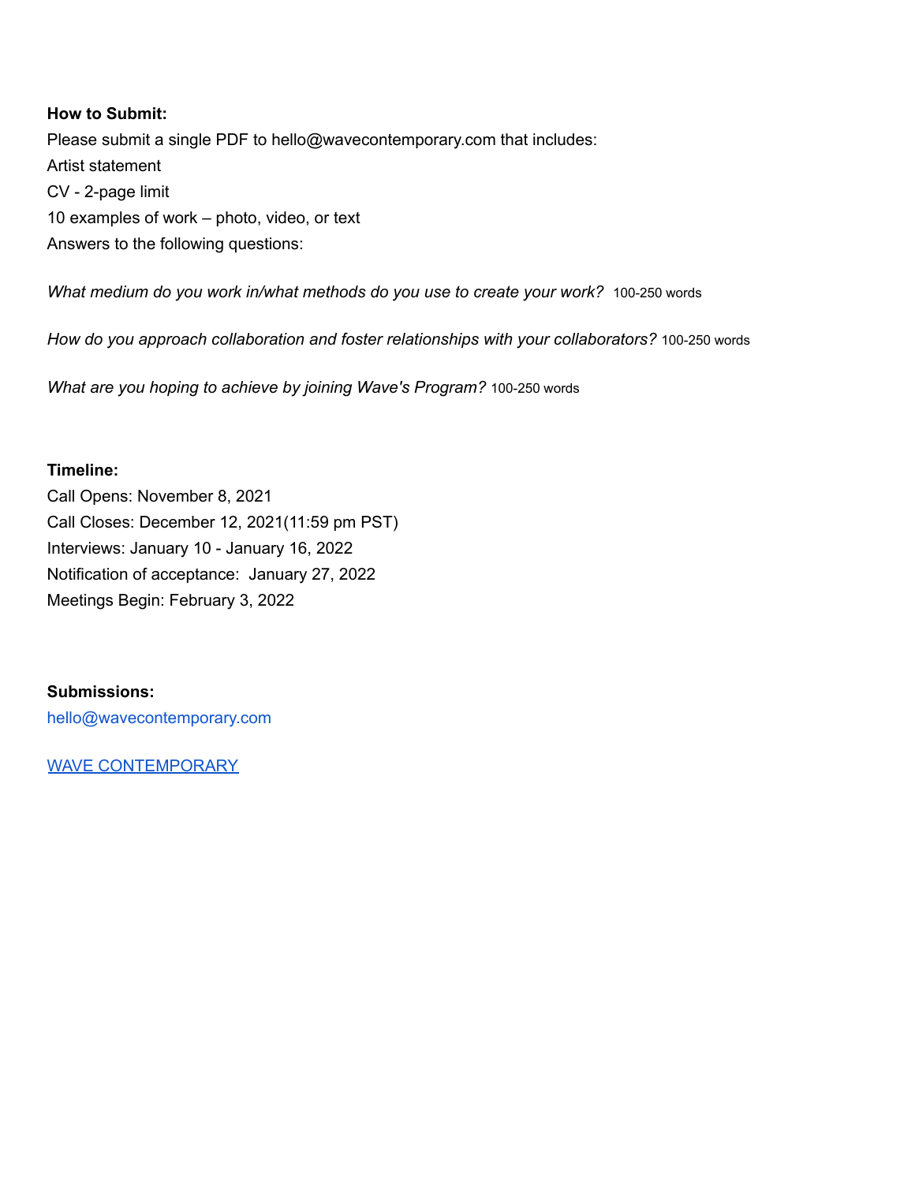**How to Submit:**

Please submit a single PDF to hello@wavecontemporary.com that includes:

Artist statement

CV - 2-page limit

10 examples of work – photo, video, or text

Answers to the following questions:

*What medium do you work in/what methods do you use to create your work?* 100-250 words

*How do you approach collaboration and foster relationships with your collaborators?* 100-250 words

*What are you hoping to achieve by joining Wave's Program?* 100-250 words

**Timeline:**

Call Opens: November 8, 2021

Call Closes: December 12, 2021(11:59 pm PST)

Interviews: January 10 - January 16, 2022

Notification of acceptance: January 27, 2022

Meetings Begin: February 3, 2022

**Submissions:**

hello@wavecontemporary.com

WAVE CONTEMPORARY